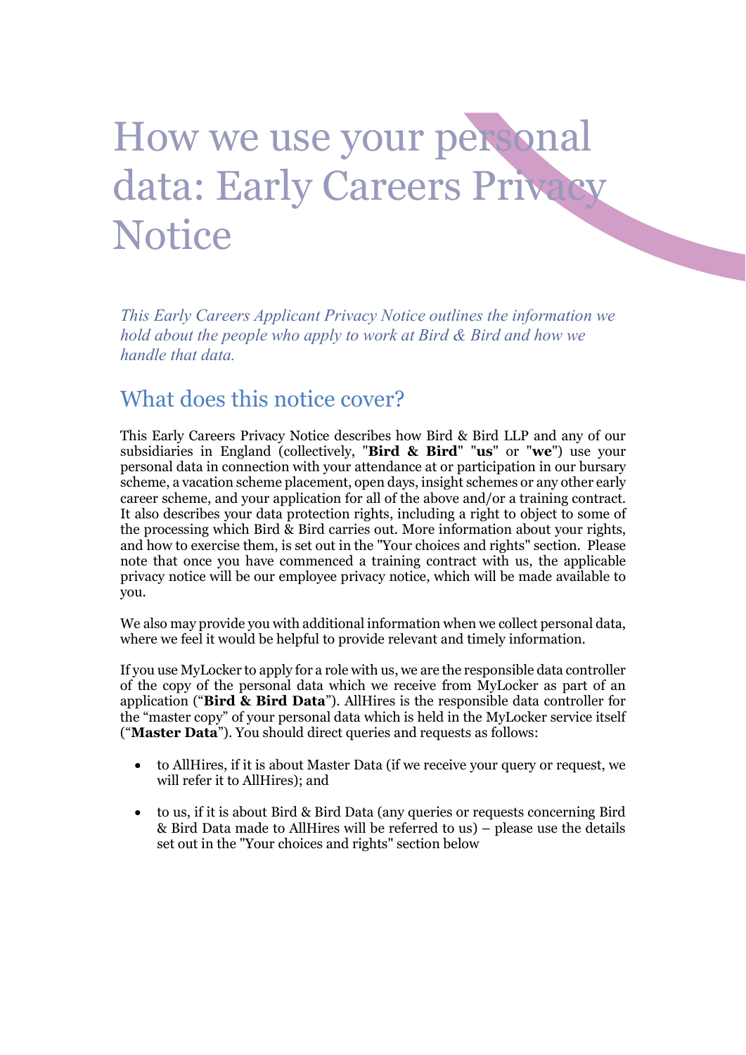# How we use your personal data: Early Careers Privacy Notice

*This Early Careers Applicant Privacy Notice outlines the information we hold about the people who apply to work at Bird & Bird and how we handle that data.*

## What does this notice cover?

This Early Careers Privacy Notice describes how Bird & Bird LLP and any of our subsidiaries in England (collectively, "**Bird & Bird**" "**us**" or "**we**") use your personal data in connection with your attendance at or participation in our bursary scheme, a vacation scheme placement, open days, insight schemes or any other early career scheme, and your application for all of the above and/or a training contract. It also describes your data protection rights, including a right to object to some of the processing which Bird & Bird carries out. More information about your rights, and how to exercise them, is set out in the "Your choices and rights" section. Please note that once you have commenced a training contract with us, the applicable privacy notice will be our employee privacy notice, which will be made available to you.

We also may provide you with additional information when we collect personal data, where we feel it would be helpful to provide relevant and timely information.

If you use MyLocker to apply for a role with us, we are the responsible data controller of the copy of the personal data which we receive from MyLocker as part of an application ("**Bird & Bird Data**"). AllHires is the responsible data controller for the "master copy" of your personal data which is held in the MyLocker service itself ("**Master Data**"). You should direct queries and requests as follows:

- to AllHires, if it is about Master Data (if we receive your query or request, we will refer it to AllHires); and
- to us, if it is about Bird & Bird Data (any queries or requests concerning Bird & Bird Data made to AllHires will be referred to us) – please use the details set out in the "Your choices and rights" section below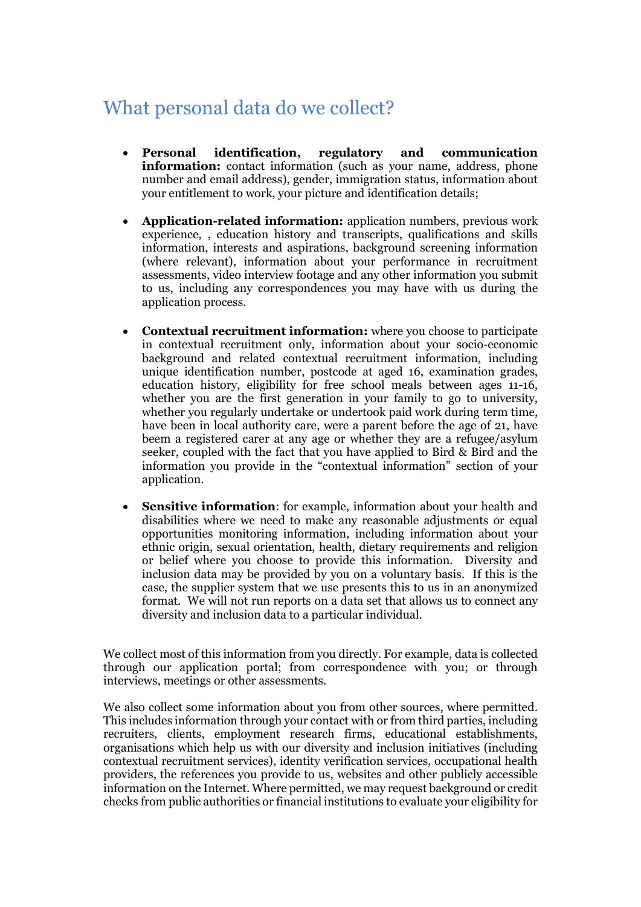## What personal data do we collect?

- **Personal identification, regulatory and communication information:** contact information (such as your name, address, phone number and email address), gender, immigration status, information about your entitlement to work, your picture and identification details;

- **Application-related information:** application numbers, previous work experience, , education history and transcripts, qualifications and skills information, interests and aspirations, background screening information (where relevant), information about your performance in recruitment assessments, video interview footage and any other information you submit to us, including any correspondences you may have with us during the application process.

- **Contextual recruitment information:** where you choose to participate in contextual recruitment only, information about your socio-economic background and related contextual recruitment information, including unique identification number, postcode at aged 16, examination grades, education history, eligibility for free school meals between ages 11-16, whether you are the first generation in your family to go to university, whether you regularly undertake or undertook paid work during term time, have been in local authority care, were a parent before the age of 21, have beem a registered carer at any age or whether they are a refugee/asylum seeker, coupled with the fact that you have applied to Bird & Bird and the information you provide in the "contextual information" section of your application.

- **Sensitive information**: for example, information about your health and disabilities where we need to make any reasonable adjustments or equal opportunities monitoring information, including information about your ethnic origin, sexual orientation, health, dietary requirements and religion or belief where you choose to provide this information. Diversity and inclusion data may be provided by you on a voluntary basis. If this is the case, the supplier system that we use presents this to us in an anonymized format. We will not run reports on a data set that allows us to connect any diversity and inclusion data to a particular individual.

We collect most of this information from you directly. For example, data is collected through our application portal; from correspondence with you; or through interviews, meetings or other assessments.

We also collect some information about you from other sources, where permitted. This includes information through your contact with or from third parties, including recruiters, clients, employment research firms, educational establishments, organisations which help us with our diversity and inclusion initiatives (including contextual recruitment services), identity verification services, occupational health providers, the references you provide to us, websites and other publicly accessible information on the Internet. Where permitted, we may request background or credit checks from public authorities or financial institutions to evaluate your eligibility for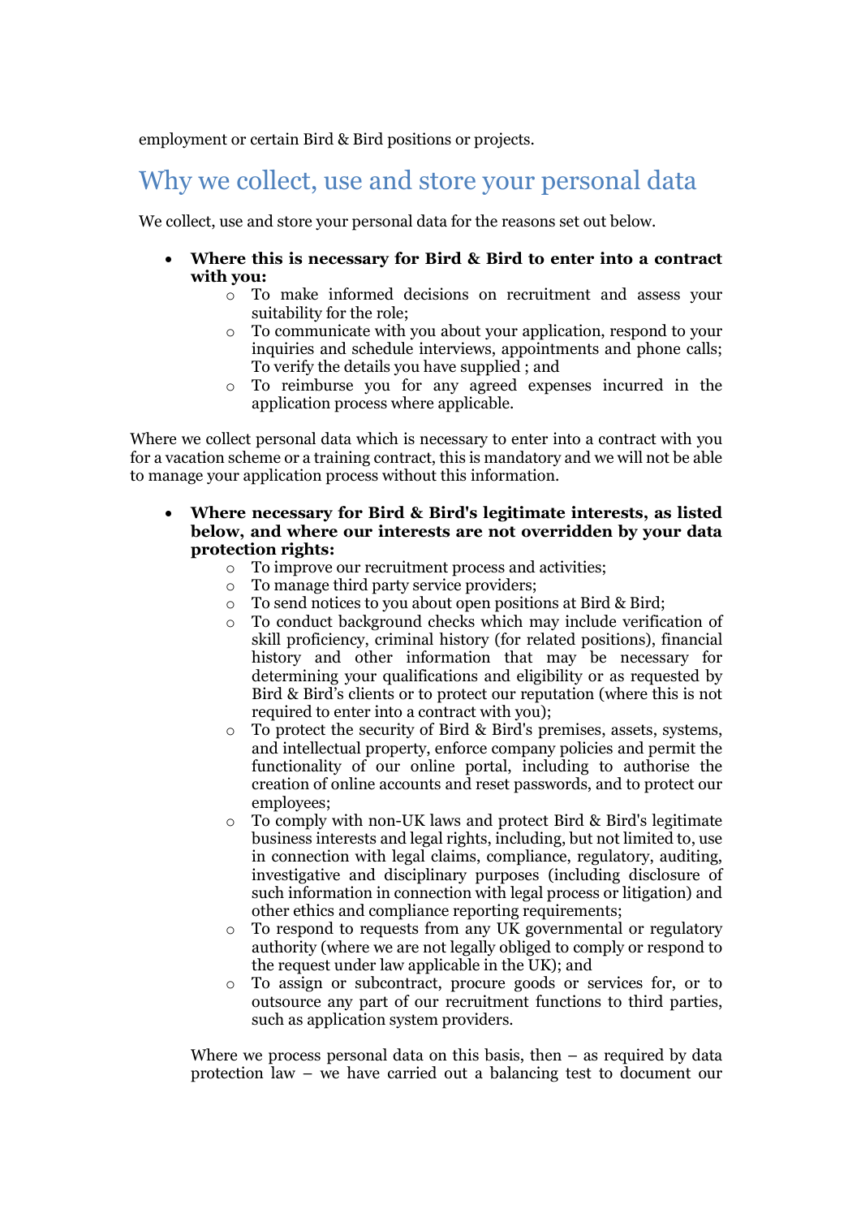employment or certain Bird & Bird positions or projects.

## Why we collect, use and store your personal data

We collect, use and store your personal data for the reasons set out below.

- **Where this is necessary for Bird & Bird to enter into a contract with you:**
    - To make informed decisions on recruitment and assess your suitability for the role;
    - To communicate with you about your application, respond to your inquiries and schedule interviews, appointments and phone calls; To verify the details you have supplied ; and
    - To reimburse you for any agreed expenses incurred in the application process where applicable.

Where we collect personal data which is necessary to enter into a contract with you for a vacation scheme or a training contract, this is mandatory and we will not be able to manage your application process without this information.

- **Where necessary for Bird & Bird's legitimate interests, as listed below, and where our interests are not overridden by your data protection rights:**
    - To improve our recruitment process and activities;
    - To manage third party service providers;
    - To send notices to you about open positions at Bird & Bird;
    - To conduct background checks which may include verification of skill proficiency, criminal history (for related positions), financial history and other information that may be necessary for determining your qualifications and eligibility or as requested by Bird & Bird's clients or to protect our reputation (where this is not required to enter into a contract with you);
    - To protect the security of Bird & Bird's premises, assets, systems, and intellectual property, enforce company policies and permit the functionality of our online portal, including to authorise the creation of online accounts and reset passwords, and to protect our employees;
    - To comply with non-UK laws and protect Bird & Bird's legitimate business interests and legal rights, including, but not limited to, use in connection with legal claims, compliance, regulatory, auditing, investigative and disciplinary purposes (including disclosure of such information in connection with legal process or litigation) and other ethics and compliance reporting requirements;
    - To respond to requests from any UK governmental or regulatory authority (where we are not legally obliged to comply or respond to the request under law applicable in the UK); and
    - To assign or subcontract, procure goods or services for, or to outsource any part of our recruitment functions to third parties, such as application system providers.

  Where we process personal data on this basis, then – as required by data protection law – we have carried out a balancing test to document our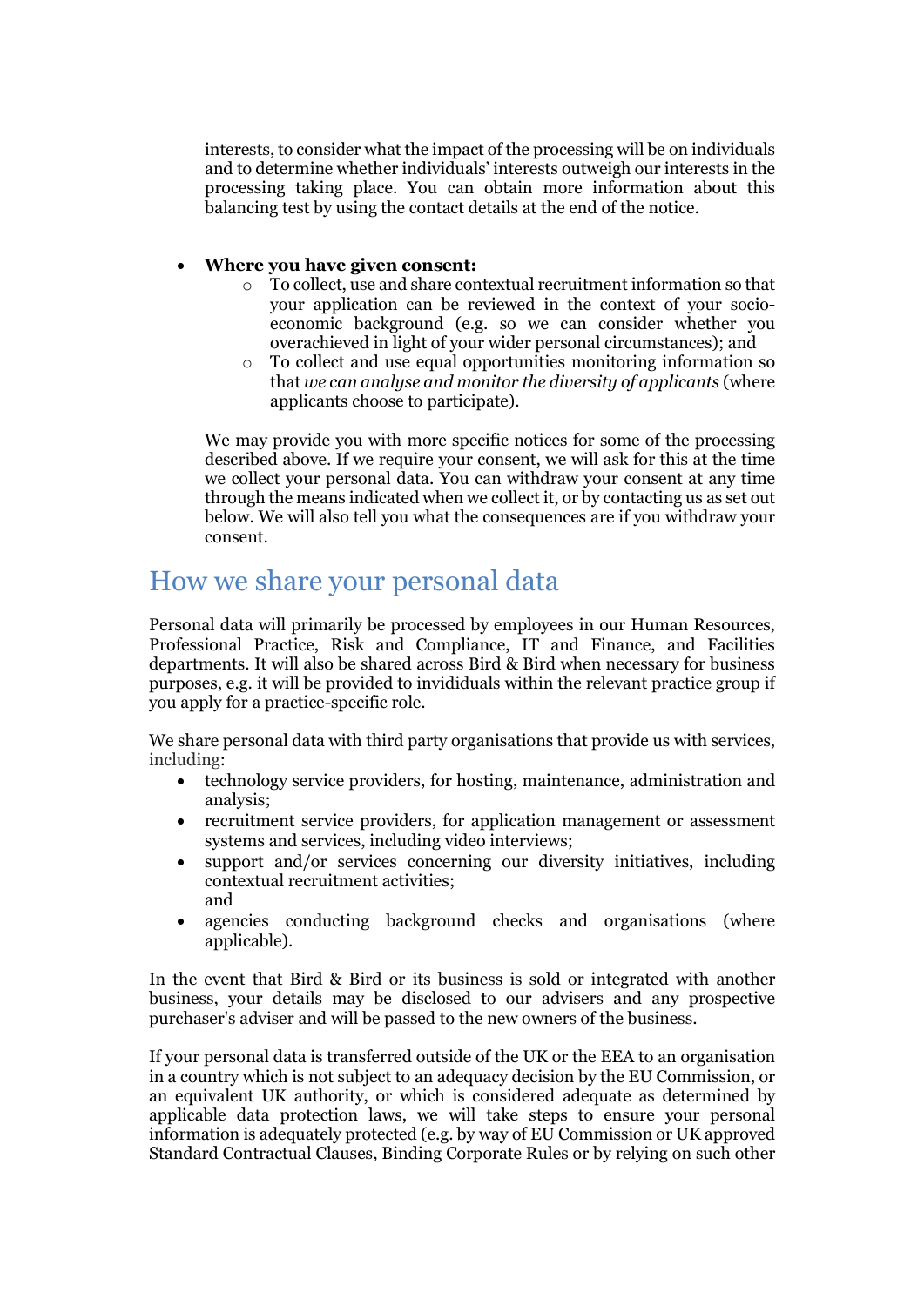interests, to consider what the impact of the processing will be on individuals and to determine whether individuals' interests outweigh our interests in the processing taking place. You can obtain more information about this balancing test by using the contact details at the end of the notice.

- **Where you have given consent:**
  - To collect, use and share contextual recruitment information so that your application can be reviewed in the context of your socio-economic background (e.g. so we can consider whether you overachieved in light of your wider personal circumstances); and
  - To collect and use equal opportunities monitoring information so that *we can analyse and monitor the diversity of applicants* (where applicants choose to participate).

  We may provide you with more specific notices for some of the processing described above. If we require your consent, we will ask for this at the time we collect your personal data. You can withdraw your consent at any time through the means indicated when we collect it, or by contacting us as set out below. We will also tell you what the consequences are if you withdraw your consent.

## How we share your personal data

Personal data will primarily be processed by employees in our Human Resources, Professional Practice, Risk and Compliance, IT and Finance, and Facilities departments. It will also be shared across Bird & Bird when necessary for business purposes, e.g. it will be provided to invididuals within the relevant practice group if you apply for a practice-specific role.

We share personal data with third party organisations that provide us with services, including:

- technology service providers, for hosting, maintenance, administration and analysis;
- recruitment service providers, for application management or assessment systems and services, including video interviews;
- support and/or services concerning our diversity initiatives, including contextual recruitment activities;
  and
- agencies conducting background checks and organisations (where applicable).

In the event that Bird & Bird or its business is sold or integrated with another business, your details may be disclosed to our advisers and any prospective purchaser's adviser and will be passed to the new owners of the business.

If your personal data is transferred outside of the UK or the EEA to an organisation in a country which is not subject to an adequacy decision by the EU Commission, or an equivalent UK authority, or which is considered adequate as determined by applicable data protection laws, we will take steps to ensure your personal information is adequately protected (e.g. by way of EU Commission or UK approved Standard Contractual Clauses, Binding Corporate Rules or by relying on such other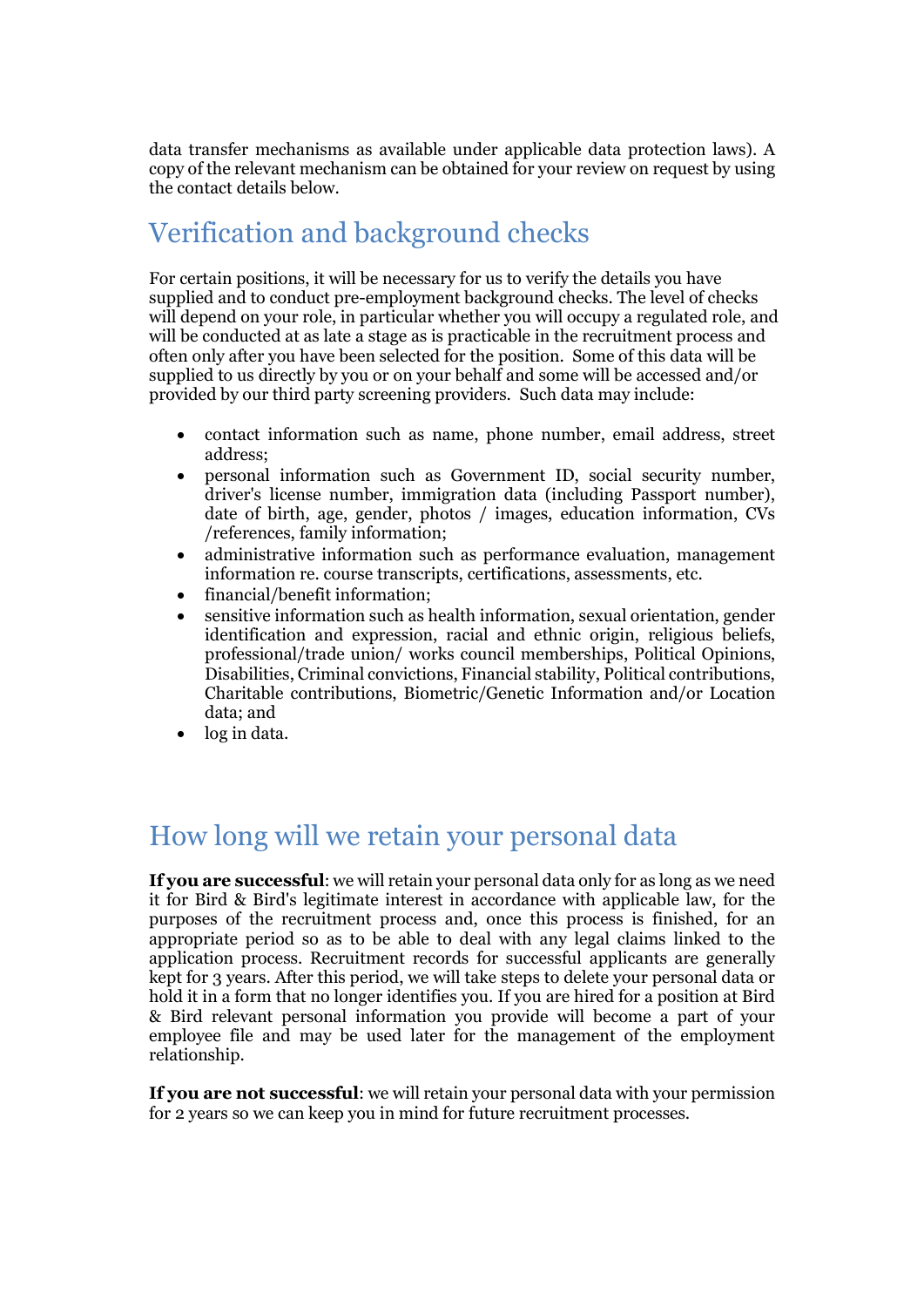data transfer mechanisms as available under applicable data protection laws). A copy of the relevant mechanism can be obtained for your review on request by using the contact details below.

## Verification and background checks

For certain positions, it will be necessary for us to verify the details you have supplied and to conduct pre-employment background checks. The level of checks will depend on your role, in particular whether you will occupy a regulated role, and will be conducted at as late a stage as is practicable in the recruitment process and often only after you have been selected for the position. Some of this data will be supplied to us directly by you or on your behalf and some will be accessed and/or provided by our third party screening providers. Such data may include:

- contact information such as name, phone number, email address, street address;
- personal information such as Government ID, social security number, driver's license number, immigration data (including Passport number), date of birth, age, gender, photos / images, education information, CVs /references, family information;
- administrative information such as performance evaluation, management information re. course transcripts, certifications, assessments, etc.
- financial/benefit information;
- sensitive information such as health information, sexual orientation, gender identification and expression, racial and ethnic origin, religious beliefs, professional/trade union/ works council memberships, Political Opinions, Disabilities, Criminal convictions, Financial stability, Political contributions, Charitable contributions, Biometric/Genetic Information and/or Location data; and
- log in data.

## How long will we retain your personal data

**If you are successful**: we will retain your personal data only for as long as we need it for Bird & Bird's legitimate interest in accordance with applicable law, for the purposes of the recruitment process and, once this process is finished, for an appropriate period so as to be able to deal with any legal claims linked to the application process. Recruitment records for successful applicants are generally kept for 3 years. After this period, we will take steps to delete your personal data or hold it in a form that no longer identifies you. If you are hired for a position at Bird & Bird relevant personal information you provide will become a part of your employee file and may be used later for the management of the employment relationship.

**If you are not successful**: we will retain your personal data with your permission for 2 years so we can keep you in mind for future recruitment processes.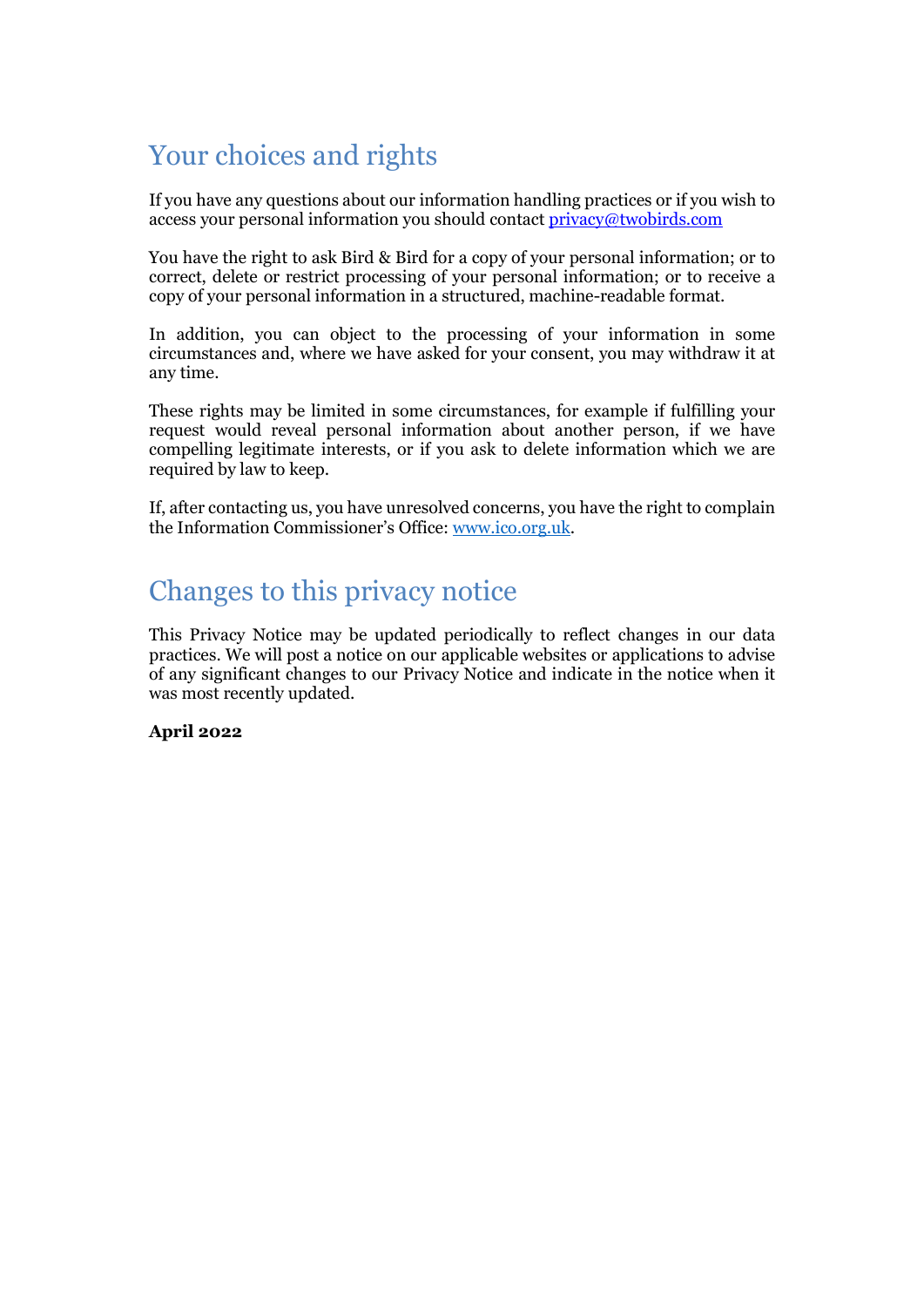## Your choices and rights

If you have any questions about our information handling practices or if you wish to access your personal information you should contact [privacy@twobirds.com](mailto:privacy@twobirds.com)

You have the right to ask Bird & Bird for a copy of your personal information; or to correct, delete or restrict processing of your personal information; or to receive a copy of your personal information in a structured, machine-readable format.

In addition, you can object to the processing of your information in some circumstances and, where we have asked for your consent, you may withdraw it at any time.

These rights may be limited in some circumstances, for example if fulfilling your request would reveal personal information about another person, if we have compelling legitimate interests, or if you ask to delete information which we are required by law to keep.

If, after contacting us, you have unresolved concerns, you have the right to complain the Information Commissioner's Office: [www.ico.org.uk](http://www.ico.org.uk).

## Changes to this privacy notice

This Privacy Notice may be updated periodically to reflect changes in our data practices. We will post a notice on our applicable websites or applications to advise of any significant changes to our Privacy Notice and indicate in the notice when it was most recently updated.

**April 2022**